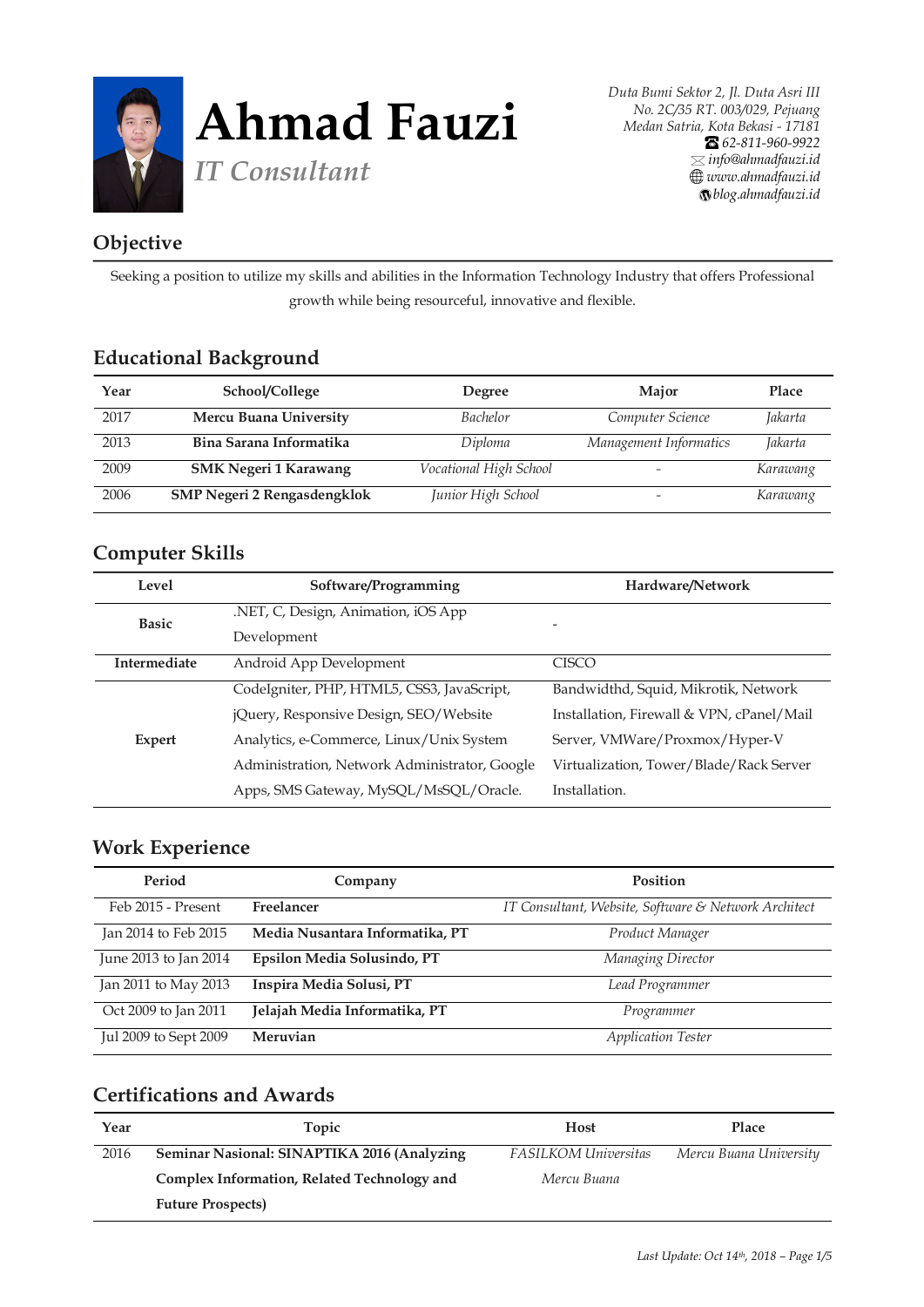# Ahmad Fauzi

*IT Consultant*

*Duta Bumi Sektor 2, Jl. Duta Asri III No. 2C/35 RT. 003/029, Pejuang Medan Satria, Kota Bekasi - 17181*
*62-811-960-9922*
*info@ahmadfauzi.id*
*www.ahmadfauzi.id*
*blog.ahmadfauzi.id*

## Objective

Seeking a position to utilize my skills and abilities in the Information Technology Industry that offers Professional growth while being resourceful, innovative and flexible.

## Educational Background

| Year | School/College | Degree | Major | Place |
|---|---|---|---|---|
| 2017 | **Mercu Buana University** | *Bachelor* | *Computer Science* | *Jakarta* |
| 2013 | **Bina Sarana Informatika** | *Diploma* | *Management Informatics* | *Jakarta* |
| 2009 | **SMK Negeri 1 Karawang** | *Vocational High School* | - | *Karawang* |
| 2006 | **SMP Negeri 2 Rengasdengklok** | *Junior High School* | - | *Karawang* |

## Computer Skills

| Level | Software/Programming | Hardware/Network |
|---|---|---|
| **Basic** | .NET, C, Design, Animation, iOS App Development | - |
| **Intermediate** | Android App Development | CISCO |
| **Expert** | CodeIgniter, PHP, HTML5, CSS3, JavaScript, jQuery, Responsive Design, SEO/Website Analytics, e-Commerce, Linux/Unix System Administration, Network Administrator, Google Apps, SMS Gateway, MySQL/MsSQL/Oracle. | Bandwidthd, Squid, Mikrotik, Network Installation, Firewall & VPN, cPanel/Mail Server, VMWare/Proxmox/Hyper-V Virtualization, Tower/Blade/Rack Server Installation. |

## Work Experience

| Period | Company | Position |
|---|---|---|
| Feb 2015 - Present | **Freelancer** | *IT Consultant, Website, Software & Network Architect* |
| Jan 2014 to Feb 2015 | **Media Nusantara Informatika, PT** | *Product Manager* |
| June 2013 to Jan 2014 | **Epsilon Media Solusindo, PT** | *Managing Director* |
| Jan 2011 to May 2013 | **Inspira Media Solusi, PT** | *Lead Programmer* |
| Oct 2009 to Jan 2011 | **Jelajah Media Informatika, PT** | *Programmer* |
| Jul 2009 to Sept 2009 | **Meruvian** | *Application Tester* |

## Certifications and Awards

| Year | Topic | Host | Place |
|---|---|---|---|
| 2016 | **Seminar Nasional: SINAPTIKA 2016 (Analyzing Complex Information, Related Technology and Future Prospects)** | *FASILKOM Universitas Mercu Buana* | *Mercu Buana University* |

*Last Update: Oct 14th, 2018*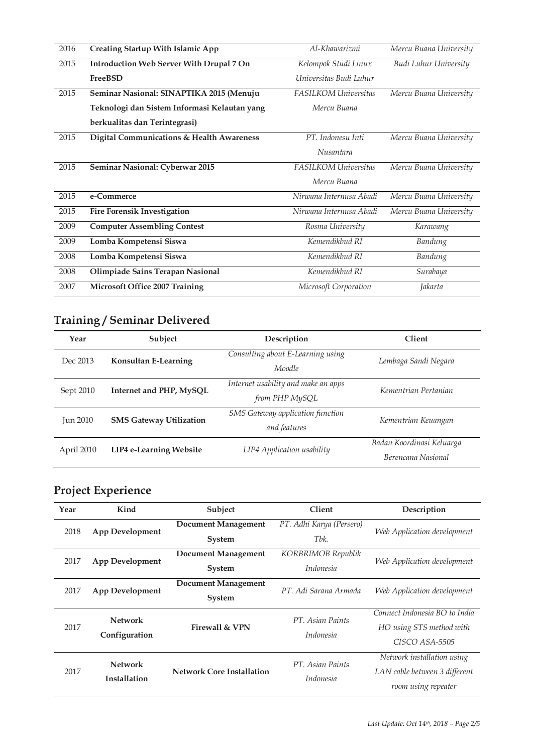| | | | |
|---|---|---|---|
| 2016 | **Creating Startup With Islamic App** | *Al-Khawarizmi* | *Mercu Buana University* |
| 2015 | **Introduction Web Server With Drupal 7 On FreeBSD** | *Kelompok Studi Linux Universitas Budi Luhur* | *Budi Luhur University* |
| 2015 | **Seminar Nasional: SINAPTIKA 2015 (Menuju Teknologi dan Sistem Informasi Kelautan yang berkualitas dan Terintegrasi)** | *FASILKOM Universitas Mercu Buana* | *Mercu Buana University* |
| 2015 | **Digital Communications & Health Awareness** | *PT. Indonesu Inti Nusantara* | *Mercu Buana University* |
| 2015 | **Seminar Nasional: Cyberwar 2015** | *FASILKOM Universitas Mercu Buana* | *Mercu Buana University* |
| 2015 | **e-Commerce** | *Nirwana Internusa Abadi* | *Mercu Buana University* |
| 2015 | **Fire Forensik Investigation** | *Nirwana Internusa Abadi* | *Mercu Buana University* |
| 2009 | **Computer Assembling Contest** | *Rosma University* | *Karawang* |
| 2009 | **Lomba Kompetensi Siswa** | *Kemendikbud RI* | *Bandung* |
| 2008 | **Lomba Kompetensi Siswa** | *Kemendikbud RI* | *Bandung* |
| 2008 | **Olimpiade Sains Terapan Nasional** | *Kemendikbud RI* | *Surabaya* |
| 2007 | **Microsoft Office 2007 Training** | *Microsoft Corporation* | *Jakarta* |

## Training / Seminar Delivered

| Year | Subject | Description | Client |
|---|---|---|---|
| Dec 2013 | **Konsultan E-Learning** | *Consulting about E-Learning using Moodle* | *Lembaga Sandi Negara* |
| Sept 2010 | **Internet and PHP, MySQL** | *Internet usability and make an apps from PHP MySQL* | *Kementrian Pertanian* |
| Jun 2010 | **SMS Gateway Utilization** | *SMS Gateway application function and features* | *Kementrian Keuangan* |
| April 2010 | **LIP4 e-Learning Website** | *LIP4 Application usability* | *Badan Koordinasi Keluarga Berencana Nasional* |

## Project Experience

| Year | Kind | Subject | Client | Description |
|---|---|---|---|---|
| 2018 | **App Development** | **Document Management System** | *PT. Adhi Karya (Persero) Tbk.* | *Web Application development* |
| 2017 | **App Development** | **Document Management System** | *KORBRIMOB Republik Indonesia* | *Web Application development* |
| 2017 | **App Development** | **Document Management System** | *PT. Adi Sarana Armada* | *Web Application development* |
| 2017 | **Network Configuration** | **Firewall & VPN** | *PT. Asian Paints Indonesia* | *Connect Indonesia BO to India HO using STS method with CISCO ASA-5505* |
| 2017 | **Network Installation** | **Network Core Installation** | *PT. Asian Paints Indonesia* | *Network installation using LAN cable between 3 different room using repeater* |

*Last Update: Oct 14th, 2018*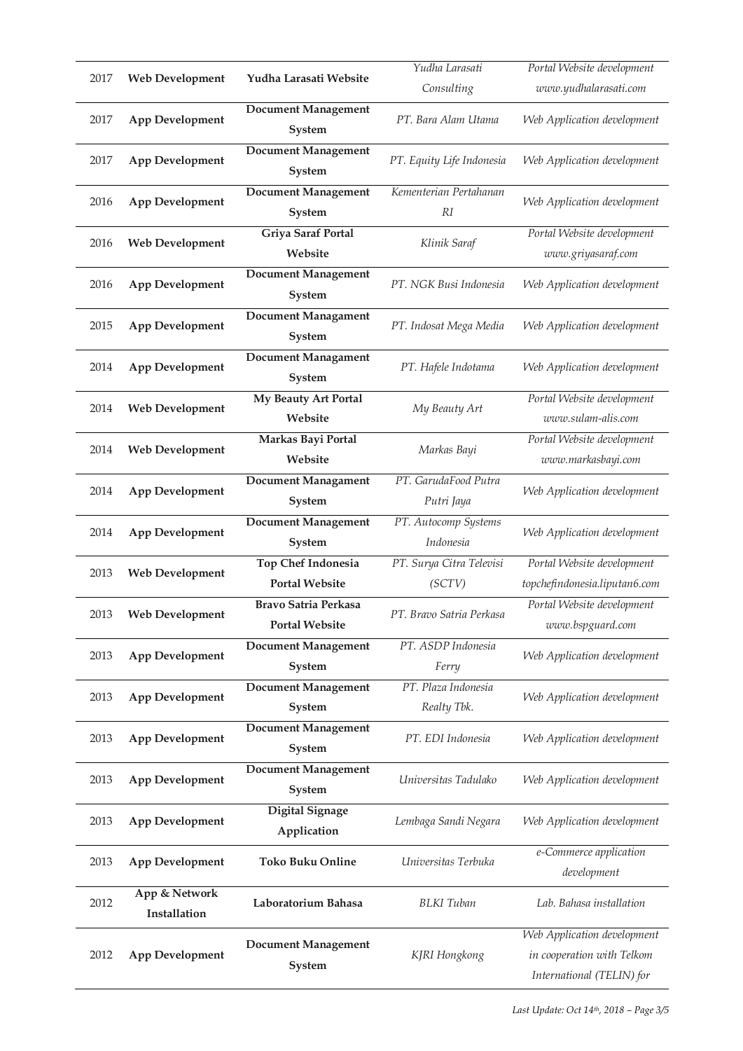| | | | | |
|---|---|---|---|---|
| 2017 | **Web Development** | **Yudha Larasati Website** | *Yudha Larasati Consulting* | *Portal Website development www.yudhalarasati.com* |
| 2017 | **App Development** | **Document Management System** | *PT. Bara Alam Utama* | *Web Application development* |
| 2017 | **App Development** | **Document Management System** | *PT. Equity Life Indonesia* | *Web Application development* |
| 2016 | **App Development** | **Document Management System** | *Kementerian Pertahanan RI* | *Web Application development* |
| 2016 | **Web Development** | **Griya Saraf Portal Website** | *Klinik Saraf* | *Portal Website development www.griyasaraf.com* |
| 2016 | **App Development** | **Document Management System** | *PT. NGK Busi Indonesia* | *Web Application development* |
| 2015 | **App Development** | **Document Managament System** | *PT. Indosat Mega Media* | *Web Application development* |
| 2014 | **App Development** | **Document Managament System** | *PT. Hafele Indotama* | *Web Application development* |
| 2014 | **Web Development** | **My Beauty Art Portal Website** | *My Beauty Art* | *Portal Website development www.sulam-alis.com* |
| 2014 | **Web Development** | **Markas Bayi Portal Website** | *Markas Bayi* | *Portal Website development www.markasbayi.com* |
| 2014 | **App Development** | **Document Managament System** | *PT. GarudaFood Putra Putri Jaya* | *Web Application development* |
| 2014 | **App Development** | **Document Management System** | *PT. Autocomp Systems Indonesia* | *Web Application development* |
| 2013 | **Web Development** | **Top Chef Indonesia Portal Website** | *PT. Surya Citra Televisi (SCTV)* | *Portal Website development topchefindonesia.liputan6.com* |
| 2013 | **Web Development** | **Bravo Satria Perkasa Portal Website** | *PT. Bravo Satria Perkasa* | *Portal Website development www.bspguard.com* |
| 2013 | **App Development** | **Document Management System** | *PT. ASDP Indonesia Ferry* | *Web Application development* |
| 2013 | **App Development** | **Document Management System** | *PT. Plaza Indonesia Realty Tbk.* | *Web Application development* |
| 2013 | **App Development** | **Document Management System** | *PT. EDI Indonesia* | *Web Application development* |
| 2013 | **App Development** | **Document Management System** | *Universitas Tadulako* | *Web Application development* |
| 2013 | **App Development** | **Digital Signage Application** | *Lembaga Sandi Negara* | *Web Application development* |
| 2013 | **App Development** | **Toko Buku Online** | *Universitas Terbuka* | *e-Commerce application development* |
| 2012 | **App & Network Installation** | **Laboratorium Bahasa** | *BLKI Tuban* | *Lab. Bahasa installation* |
| 2012 | **App Development** | **Document Management System** | *KJRI Hongkong* | *Web Application development in cooperation with Telkom International (TELIN) for* |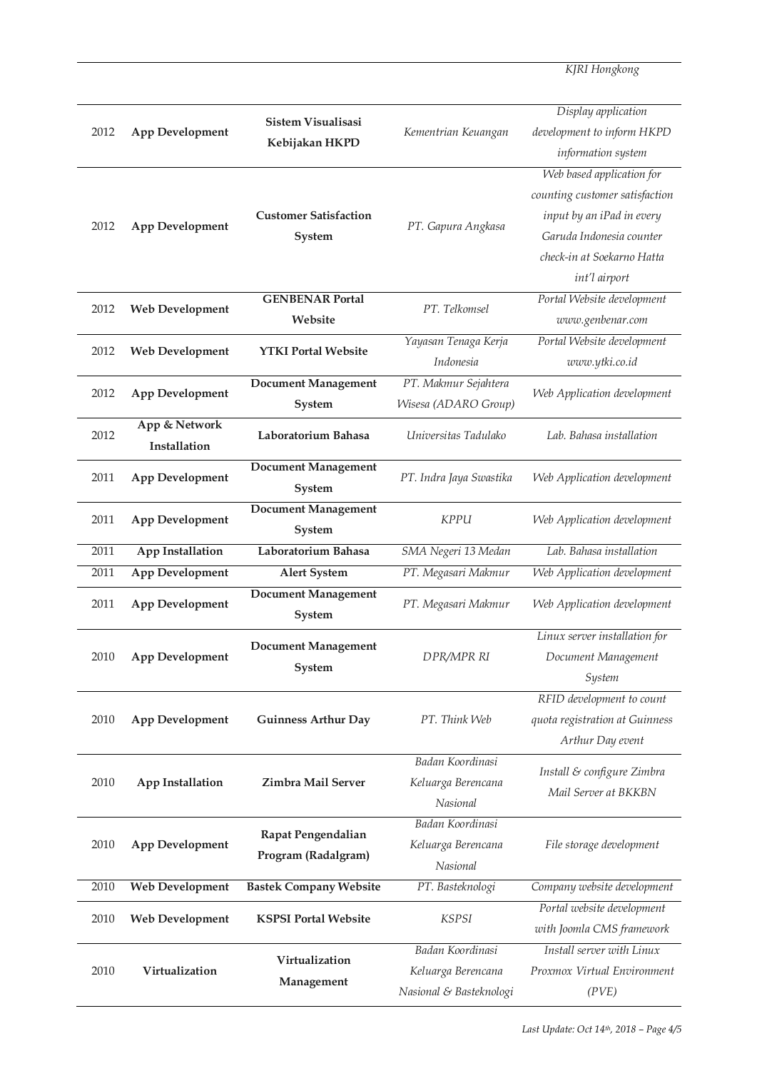| | | | | *KJRI Hongkong* |
|---|---|---|---|---|
| 2012 | **App Development** | **Sistem Visualisasi Kebijakan HKPD** | *Kementrian Keuangan* | *Display application development to inform HKPD information system* |
| 2012 | **App Development** | **Customer Satisfaction System** | *PT. Gapura Angkasa* | *Web based application for counting customer satisfaction input by an iPad in every Garuda Indonesia counter check-in at Soekarno Hatta int'l airport* |
| 2012 | **Web Development** | **GENBENAR Portal Website** | *PT. Telkomsel* | *Portal Website development www.genbenar.com* |
| 2012 | **Web Development** | **YTKI Portal Website** | *Yayasan Tenaga Kerja Indonesia* | *Portal Website development www.ytki.co.id* |
| 2012 | **App Development** | **Document Management System** | *PT. Makmur Sejahtera Wisesa (ADARO Group)* | *Web Application development* |
| 2012 | **App & Network Installation** | **Laboratorium Bahasa** | *Universitas Tadulako* | *Lab. Bahasa installation* |
| 2011 | **App Development** | **Document Management System** | *PT. Indra Jaya Swastika* | *Web Application development* |
| 2011 | **App Development** | **Document Management System** | *KPPU* | *Web Application development* |
| 2011 | **App Installation** | **Laboratorium Bahasa** | *SMA Negeri 13 Medan* | *Lab. Bahasa installation* |
| 2011 | **App Development** | **Alert System** | *PT. Megasari Makmur* | *Web Application development* |
| 2011 | **App Development** | **Document Management System** | *PT. Megasari Makmur* | *Web Application development* |
| 2010 | **App Development** | **Document Management System** | *DPR/MPR RI* | *Linux server installation for Document Management System* |
| 2010 | **App Development** | **Guinness Arthur Day** | *PT. Think Web* | *RFID development to count quota registration at Guinness Arthur Day event* |
| 2010 | **App Installation** | **Zimbra Mail Server** | *Badan Koordinasi Keluarga Berencana Nasional* | *Install & configure Zimbra Mail Server at BKKBN* |
| 2010 | **App Development** | **Rapat Pengendalian Program (Radalgram)** | *Badan Koordinasi Keluarga Berencana Nasional* | *File storage development* |
| 2010 | **Web Development** | **Bastek Company Website** | *PT. Basteknologi* | *Company website development* |
| 2010 | **Web Development** | **KSPSI Portal Website** | *KSPSI* | *Portal website development with Joomla CMS framework* |
| 2010 | **Virtualization** | **Virtualization Management** | *Badan Koordinasi Keluarga Berencana Nasional & Basteknologi* | *Install server with Linux Proxmox Virtual Environment (PVE)* |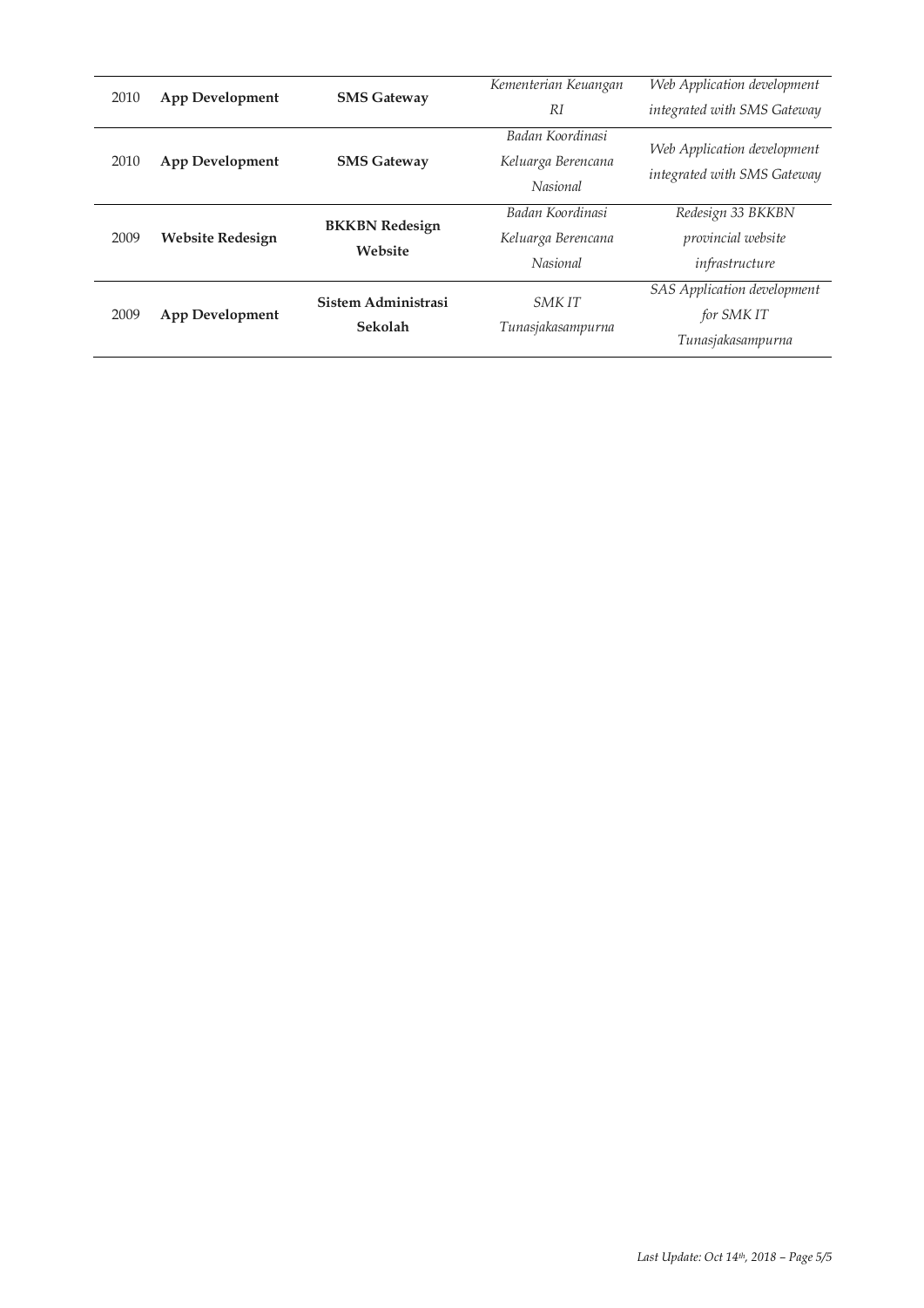| | | | | |
|---|---|---|---|---|
| 2010 | **App Development** | **SMS Gateway** | *Kementerian Keuangan RI* | *Web Application development integrated with SMS Gateway* |
| 2010 | **App Development** | **SMS Gateway** | *Badan Koordinasi Keluarga Berencana Nasional* | *Web Application development integrated with SMS Gateway* |
| 2009 | **Website Redesign** | **BKKBN Redesign Website** | *Badan Koordinasi Keluarga Berencana Nasional* | *Redesign 33 BKKBN provincial website infrastructure* |
| 2009 | **App Development** | **Sistem Administrasi Sekolah** | *SMK IT Tunasjakasampurna* | *SAS Application development for SMK IT Tunasjakasampurna* |

*Last Update: Oct 14th, 2018*